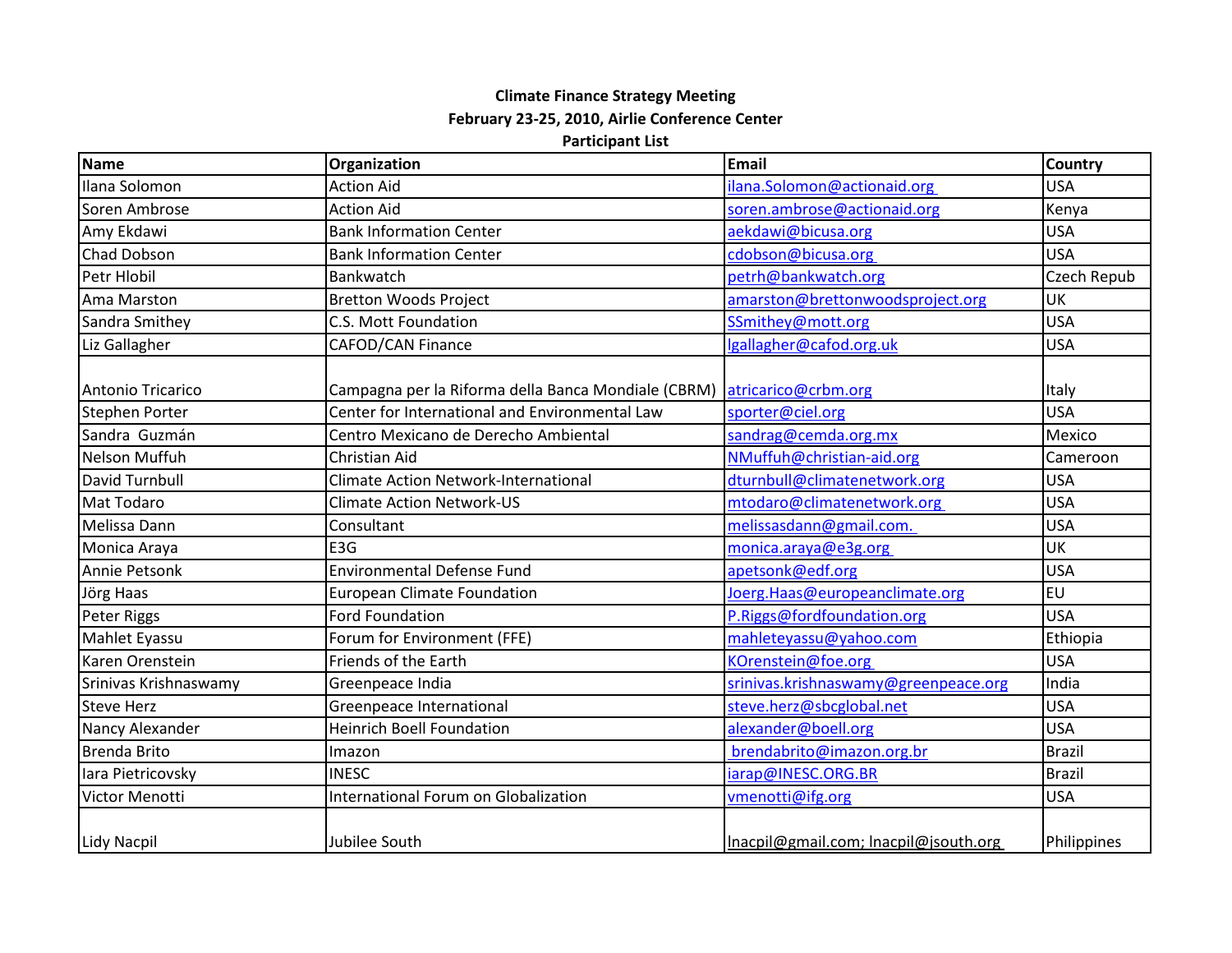**Climate Finance Strategy Meeting**

**February 23-25, 2010, Airlie Conference Center**

**Participant List**

| Name | Organization | Email | Country |
|---|---|---|---|
| Ilana Solomon | Action Aid | ilana.Solomon@actionaid.org | USA |
| Soren Ambrose | Action Aid | soren.ambrose@actionaid.org | Kenya |
| Amy Ekdawi | Bank Information Center | aekdawi@bicusa.org | USA |
| Chad Dobson | Bank Information Center | cdobson@bicusa.org | USA |
| Petr Hlobil | Bankwatch | petrh@bankwatch.org | Czech Repub |
| Ama Marston | Bretton Woods Project | amarston@brettonwoodsproject.org | UK |
| Sandra Smithey | C.S. Mott Foundation | SSmithey@mott.org | USA |
| Liz Gallagher | CAFOD/CAN Finance | lgallagher@cafod.org.uk | USA |
| Antonio Tricarico | Campagna per la Riforma della Banca Mondiale (CBRM) | atricarico@crbm.org | Italy |
| Stephen Porter | Center for International and Environmental Law | sporter@ciel.org | USA |
| Sandra Guzmán | Centro Mexicano de Derecho Ambiental | sandrag@cemda.org.mx | Mexico |
| Nelson Muffuh | Christian Aid | NMuffuh@christian-aid.org | Cameroon |
| David Turnbull | Climate Action Network-International | dturnbull@climatenetwork.org | USA |
| Mat Todaro | Climate Action Network-US | mtodaro@climatenetwork.org | USA |
| Melissa Dann | Consultant | melissasdann@gmail.com. | USA |
| Monica Araya | E3G | monica.araya@e3g.org | UK |
| Annie Petsonk | Environmental Defense Fund | apetsonk@edf.org | USA |
| Jörg Haas | European Climate Foundation | Joerg.Haas@europeanclimate.org | EU |
| Peter Riggs | Ford Foundation | P.Riggs@fordfoundation.org | USA |
| Mahlet Eyassu | Forum for Environment (FFE) | mahleteyassu@yahoo.com | Ethiopia |
| Karen Orenstein | Friends of the Earth | KOrenstein@foe.org | USA |
| Srinivas Krishnaswamy | Greenpeace India | srinivas.krishnaswamy@greenpeace.org | India |
| Steve Herz | Greenpeace International | steve.herz@sbcglobal.net | USA |
| Nancy Alexander | Heinrich Boell Foundation | alexander@boell.org | USA |
| Brenda Brito | Imazon | brendabrito@imazon.org.br | Brazil |
| Iara Pietricovsky | INESC | iarap@INESC.ORG.BR | Brazil |
| Victor Menotti | International Forum on Globalization | vmenotti@ifg.org | USA |
| Lidy Nacpil | Jubilee South | lnacpil@gmail.com; lnacpil@jsouth.org | Philippines |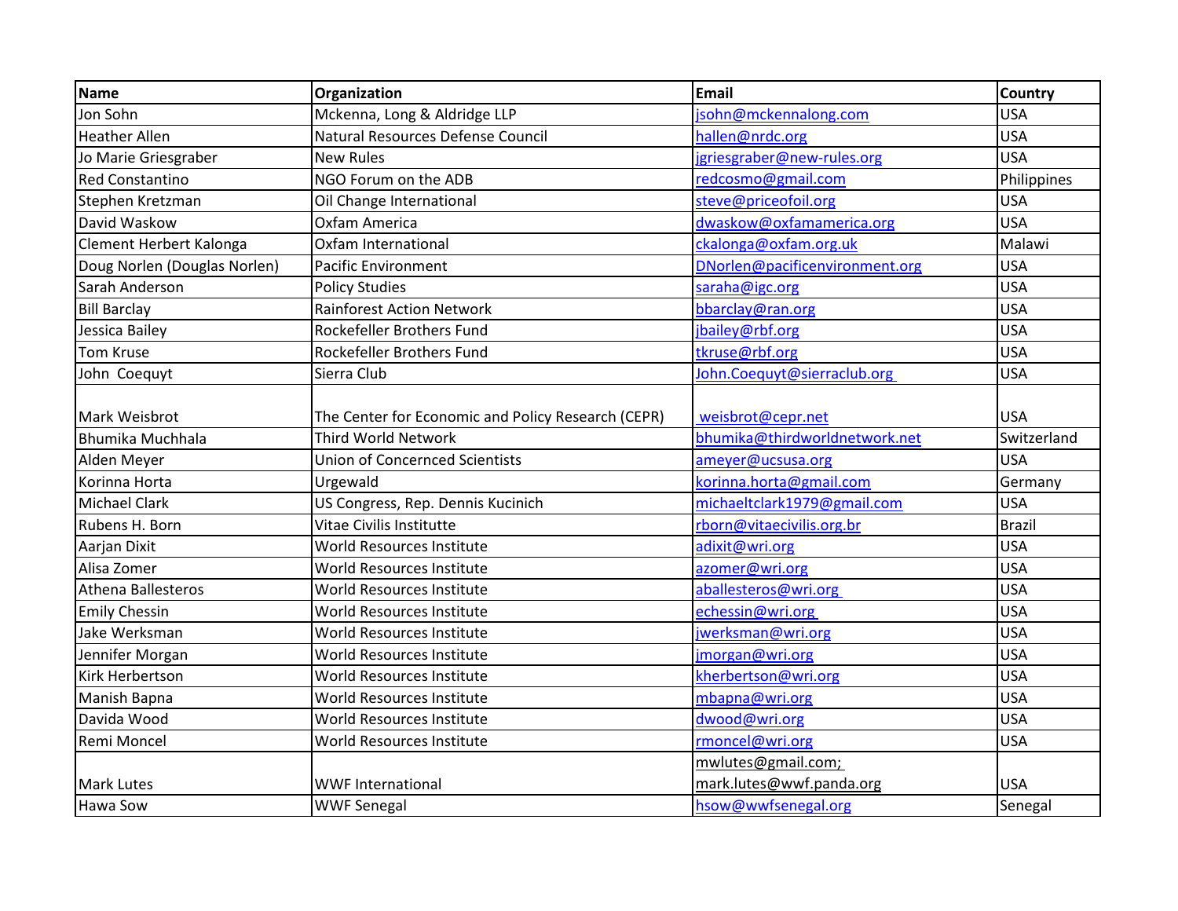| Name | Organization | Email | Country |
|---|---|---|---|
| Jon Sohn | Mckenna, Long & Aldridge LLP | jsohn@mckennalong.com | USA |
| Heather Allen | Natural Resources Defense Council | hallen@nrdc.org | USA |
| Jo Marie Griesgraber | New Rules | jgriesgraber@new-rules.org | USA |
| Red Constantino | NGO Forum on the ADB | redcosmo@gmail.com | Philippines |
| Stephen Kretzman | Oil Change International | steve@priceofoil.org | USA |
| David Waskow | Oxfam America | dwaskow@oxfamamerica.org | USA |
| Clement Herbert Kalonga | Oxfam International | ckalonga@oxfam.org.uk | Malawi |
| Doug Norlen (Douglas Norlen) | Pacific Environment | DNorlen@pacificenvironment.org | USA |
| Sarah Anderson | Policy Studies | saraha@igc.org | USA |
| Bill Barclay | Rainforest Action Network | bbarclay@ran.org | USA |
| Jessica Bailey | Rockefeller Brothers Fund | jbailey@rbf.org | USA |
| Tom Kruse | Rockefeller Brothers Fund | tkruse@rbf.org | USA |
| John Coequyt | Sierra Club | John.Coequyt@sierraclub.org | USA |
| Mark Weisbrot | The Center for Economic and Policy Research (CEPR) | weisbrot@cepr.net | USA |
| Bhumika Muchhala | Third World Network | bhumika@thirdworldnetwork.net | Switzerland |
| Alden Meyer | Union of Concernced Scientists | ameyer@ucsusa.org | USA |
| Korinna Horta | Urgewald | korinna.horta@gmail.com | Germany |
| Michael Clark | US Congress, Rep. Dennis Kucinich | michaeltclark1979@gmail.com | USA |
| Rubens H. Born | Vitae Civilis Instituttte | rborn@vitaecivilis.org.br | Brazil |
| Aarjan Dixit | World Resources Institute | adixit@wri.org | USA |
| Alisa Zomer | World Resources Institute | azomer@wri.org | USA |
| Athena Ballesteros | World Resources Institute | aballesteros@wri.org | USA |
| Emily Chessin | World Resources Institute | echessin@wri.org | USA |
| Jake Werksman | World Resources Institute | jwerksman@wri.org | USA |
| Jennifer Morgan | World Resources Institute | jmorgan@wri.org | USA |
| Kirk Herbertson | World Resources Institute | kherbertson@wri.org | USA |
| Manish Bapna | World Resources Institute | mbapna@wri.org | USA |
| Davida Wood | World Resources Institute | dwood@wri.org | USA |
| Remi Moncel | World Resources Institute | rmoncel@wri.org | USA |
| Mark Lutes | WWF International | mwlutes@gmail.com; mark.lutes@wwf.panda.org | USA |
| Hawa Sow | WWF Senegal | hsow@wwfsenegal.org | Senegal |